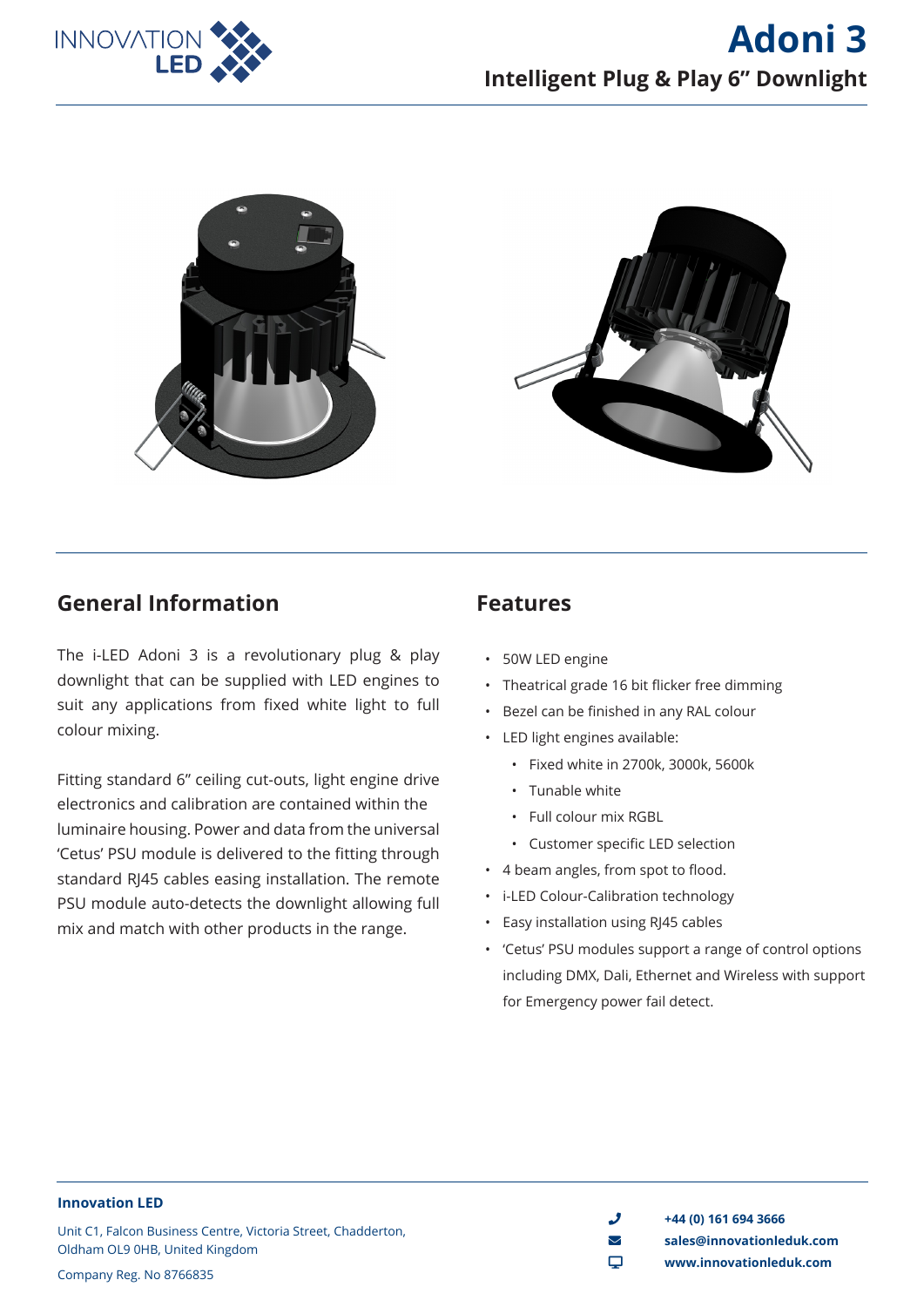# Adoni 3

## Intelligent Plug & Play 6" Downlight

## General Information

The i-LED Adoni 3 is a revolutionary plug & play downlight that can be supplied with LED engines to suit any applications from fixed white light to full colour mixing.

Fitting standard 6" ceiling cut-outs, light engine drive electronics and calibration are contained within the luminaire housing. Power and data from the universal 'Cetus' PSU module is delivered to the fitting through standard RJ45 cables easing installation. The remote PSU module auto-detects the downlight allowing full mix and match with other products in the range.

## Features

- 50W LED engine
- Theatrical grade 16 bit flicker free dimming
- Bezel can be finished in any RAL colour
- LED light engines available:
  - Fixed white in 2700k, 3000k, 5600k
  - Tunable white
  - Full colour mix RGBL
  - Customer specific LED selection
- 4 beam angles, from spot to flood.
- i-LED Colour-Calibration technology
- Easy installation using RJ45 cables
- 'Cetus' PSU modules support a range of control options including DMX, Dali, Ethernet and Wireless with support for Emergency power fail detect.

**Innovation LED**

Unit C1, Falcon Business Centre, Victoria Street, Chadderton, Oldham OL9 0HB, United Kingdom

Company Reg. No 8766835

**+44 (0) 161 694 3666**
**sales@innovationleduk.com**
**www.innovationleduk.com**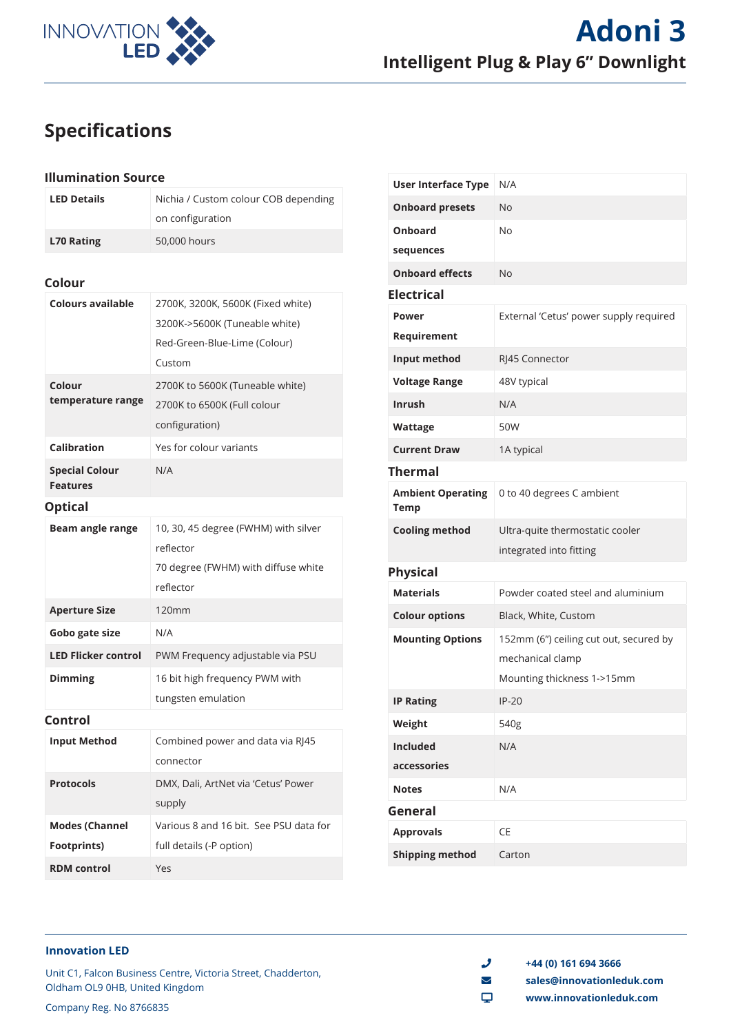# Adoni 3

## Intelligent Plug & Play 6" Downlight

## Specifications

### Illumination Source

| | |
|---|---|
| **LED Details** | Nichia / Custom colour COB depending on configuration |
| **L70 Rating** | 50,000 hours |

### Colour

| | |
|---|---|
| **Colours available** | 2700K, 3200K, 5600K (Fixed white)<br>3200K->5600K (Tuneable white)<br>Red-Green-Blue-Lime (Colour)<br>Custom |
| **Colour temperature range** | 2700K to 5600K (Tuneable white)<br>2700K to 6500K (Full colour configuration) |
| **Calibration** | Yes for colour variants |
| **Special Colour Features** | N/A |

### Optical

| | |
|---|---|
| **Beam angle range** | 10, 30, 45 degree (FWHM) with silver reflector<br>70 degree (FWHM) with diffuse white reflector |
| **Aperture Size** | 120mm |
| **Gobo gate size** | N/A |
| **LED Flicker control** | PWM Frequency adjustable via PSU |
| **Dimming** | 16 bit high frequency PWM with tungsten emulation |

### Control

| | |
|---|---|
| **Input Method** | Combined power and data via RJ45 connector |
| **Protocols** | DMX, Dali, ArtNet via 'Cetus' Power supply |
| **Modes (Channel Footprints)** | Various 8 and 16 bit. See PSU data for full details (-P option) |
| **RDM control** | Yes |

| | |
|---|---|
| **User Interface Type** | N/A |
| **Onboard presets** | No |
| **Onboard sequences** | No |
| **Onboard effects** | No |

### Electrical

| | |
|---|---|
| **Power Requirement** | External 'Cetus' power supply required |
| **Input method** | RJ45 Connector |
| **Voltage Range** | 48V typical |
| **Inrush** | N/A |
| **Wattage** | 50W |
| **Current Draw** | 1A typical |

### Thermal

| | |
|---|---|
| **Ambient Operating Temp** | 0 to 40 degrees C ambient |
| **Cooling method** | Ultra-quite thermostatic cooler integrated into fitting |

### Physical

| | |
|---|---|
| **Materials** | Powder coated steel and aluminium |
| **Colour options** | Black, White, Custom |
| **Mounting Options** | 152mm (6") ceiling cut out, secured by mechanical clamp<br>Mounting thickness 1->15mm |
| **IP Rating** | IP-20 |
| **Weight** | 540g |
| **Included accessories** | N/A |
| **Notes** | N/A |

### General

| | |
|---|---|
| **Approvals** | CE |
| **Shipping method** | Carton |

**Innovation LED**

Unit C1, Falcon Business Centre, Victoria Street, Chadderton, Oldham OL9 0HB, United Kingdom

Company Reg. No 8766835

+44 (0) 161 694 3666
sales@innovationleduk.com
www.innovationleduk.com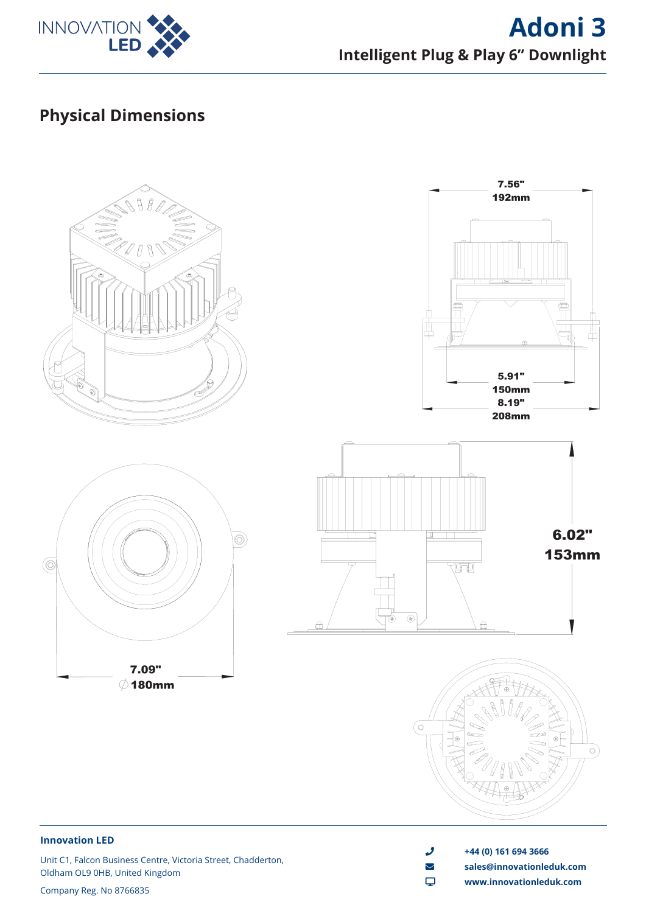# Adoni 3

## Intelligent Plug & Play 6” Downlight

## Physical Dimensions

7.56"
192mm

5.91"
150mm

8.19"
208mm

6.02"
153mm

7.09"
∅180mm

**Innovation LED**

Unit C1, Falcon Business Centre, Victoria Street, Chadderton, Oldham OL9 0HB, United Kingdom

Company Reg. No 8766835

**+44 (0) 161 694 3666**

**sales@innovationleduk.com**

**www.innovationleduk.com**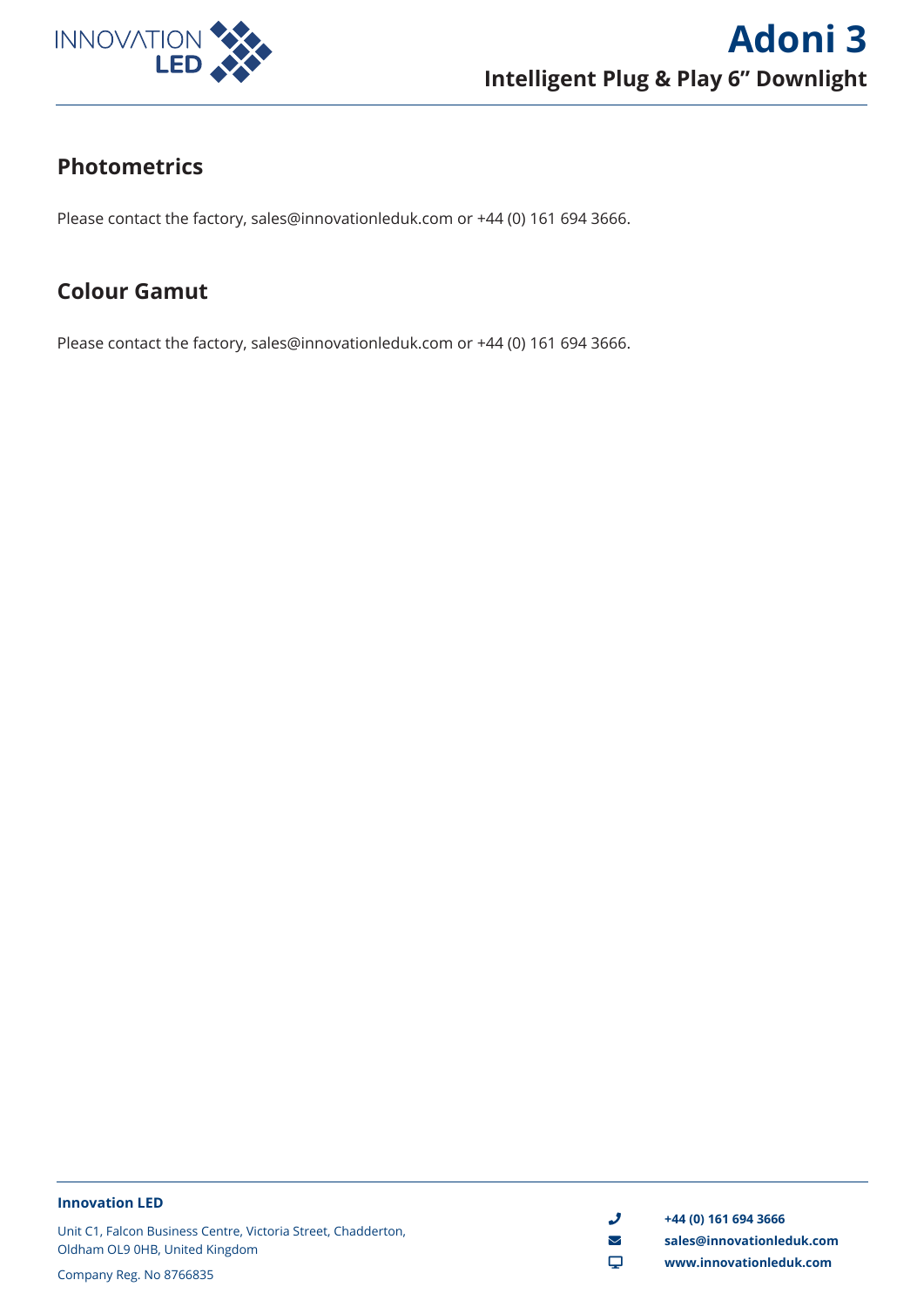## Photometrics

Please contact the factory, sales@innovationleduk.com or +44 (0) 161 694 3666.

## Colour Gamut

Please contact the factory, sales@innovationleduk.com or +44 (0) 161 694 3666.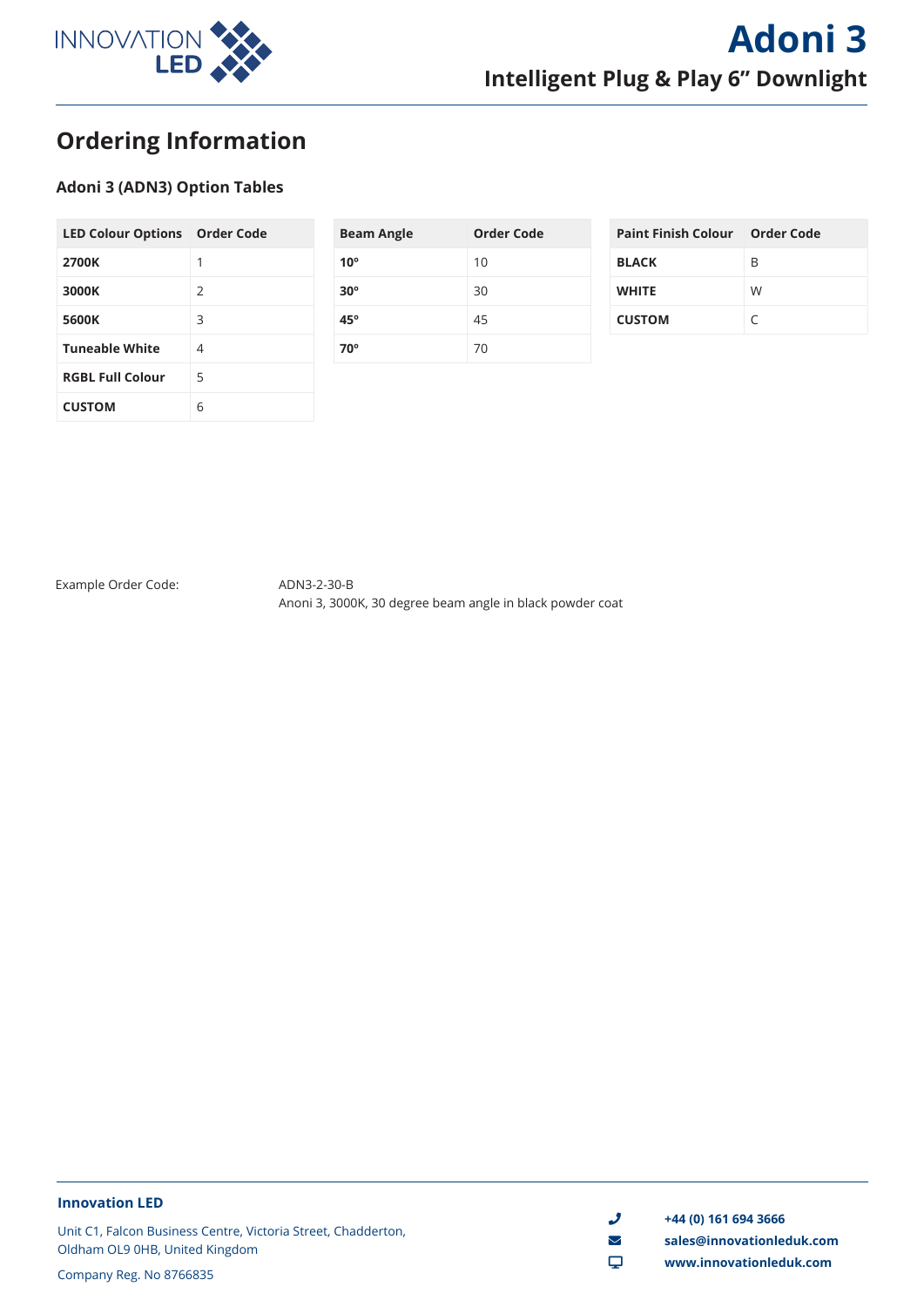## Ordering Information

### Adoni 3 (ADN3) Option Tables

| LED Colour Options | Order Code |
|---|---|
| **2700K** | 1 |
| **3000K** | 2 |
| **5600K** | 3 |
| **Tuneable White** | 4 |
| **RGBL Full Colour** | 5 |
| **CUSTOM** | 6 |

| Beam Angle | Order Code |
|---|---|
| **10°** | 10 |
| **30°** | 30 |
| **45°** | 45 |
| **70°** | 70 |

| Paint Finish Colour | Order Code |
|---|---|
| **BLACK** | B |
| **WHITE** | W |
| **CUSTOM** | C |

Example Order Code: ADN3-2-30-B
Anoni 3, 3000K, 30 degree beam angle in black powder coat

**Innovation LED**

Unit C1, Falcon Business Centre, Victoria Street, Chadderton, Oldham OL9 0HB, United Kingdom

Company Reg. No 8766835

**+44 (0) 161 694 3666**
**sales@innovationleduk.com**
**www.innovationleduk.com**